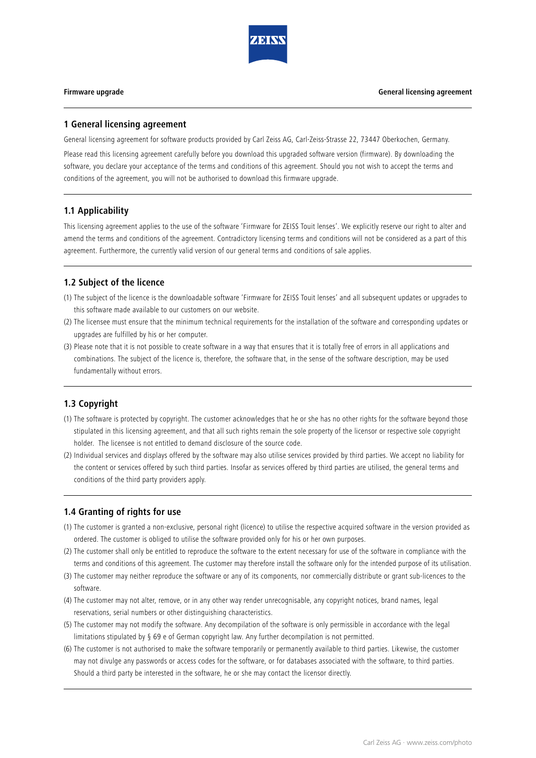## 1 General licensing agreement

General licensing agreement for software products provided by Carl Zeiss AG, Carl-Zeiss-Strasse 22, 73447 Oberkochen, Germany.

Please read this licensing agreement carefully before you download this upgraded software version (firmware). By downloading the software, you declare your acceptance of the terms and conditions of this agreement. Should you not wish to accept the terms and conditions of the agreement, you will not be authorised to download this firmware upgrade.

### 1.1 Applicability

This licensing agreement applies to the use of the software 'Firmware for ZEISS Touit lenses'. We explicitly reserve our right to alter and amend the terms and conditions of the agreement. Contradictory licensing terms and conditions will not be considered as a part of this agreement. Furthermore, the currently valid version of our general terms and conditions of sale applies.

### 1.2 Subject of the licence

(1) The subject of the licence is the downloadable software 'Firmware for ZEISS Touit lenses' and all subsequent updates or upgrades to this software made available to our customers on our website.

(2) The licensee must ensure that the minimum technical requirements for the installation of the software and corresponding updates or upgrades are fulfilled by his or her computer.

(3) Please note that it is not possible to create software in a way that ensures that it is totally free of errors in all applications and combinations. The subject of the licence is, therefore, the software that, in the sense of the software description, may be used fundamentally without errors.

### 1.3 Copyright

(1) The software is protected by copyright. The customer acknowledges that he or she has no other rights for the software beyond those stipulated in this licensing agreement, and that all such rights remain the sole property of the licensor or respective sole copyright holder. The licensee is not entitled to demand disclosure of the source code.

(2) Individual services and displays offered by the software may also utilise services provided by third parties. We accept no liability for the content or services offered by such third parties. Insofar as services offered by third parties are utilised, the general terms and conditions of the third party providers apply.

### 1.4 Granting of rights for use

(1) The customer is granted a non-exclusive, personal right (licence) to utilise the respective acquired software in the version provided as ordered. The customer is obliged to utilise the software provided only for his or her own purposes.

(2) The customer shall only be entitled to reproduce the software to the extent necessary for use of the software in compliance with the terms and conditions of this agreement. The customer may therefore install the software only for the intended purpose of its utilisation.

(3) The customer may neither reproduce the software or any of its components, nor commercially distribute or grant sub-licences to the software.

(4) The customer may not alter, remove, or in any other way render unrecognisable, any copyright notices, brand names, legal reservations, serial numbers or other distinguishing characteristics.

(5) The customer may not modify the software. Any decompilation of the software is only permissible in accordance with the legal limitations stipulated by § 69 e of German copyright law. Any further decompilation is not permitted.

(6) The customer is not authorised to make the software temporarily or permanently available to third parties. Likewise, the customer may not divulge any passwords or access codes for the software, or for databases associated with the software, to third parties. Should a third party be interested in the software, he or she may contact the licensor directly.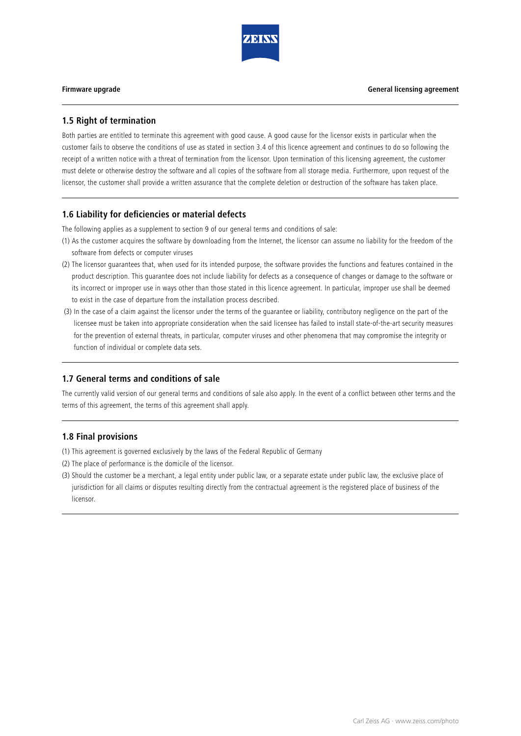## 1.5 Right of termination

Both parties are entitled to terminate this agreement with good cause. A good cause for the licensor exists in particular when the customer fails to observe the conditions of use as stated in section 3.4 of this licence agreement and continues to do so following the receipt of a written notice with a threat of termination from the licensor. Upon termination of this licensing agreement, the customer must delete or otherwise destroy the software and all copies of the software from all storage media. Furthermore, upon request of the licensor, the customer shall provide a written assurance that the complete deletion or destruction of the software has taken place.

## 1.6 Liability for deficiencies or material defects

The following applies as a supplement to section 9 of our general terms and conditions of sale:

(1) As the customer acquires the software by downloading from the Internet, the licensor can assume no liability for the freedom of the software from defects or computer viruses

(2) The licensor guarantees that, when used for its intended purpose, the software provides the functions and features contained in the product description. This guarantee does not include liability for defects as a consequence of changes or damage to the software or its incorrect or improper use in ways other than those stated in this licence agreement. In particular, improper use shall be deemed to exist in the case of departure from the installation process described.

(3) In the case of a claim against the licensor under the terms of the guarantee or liability, contributory negligence on the part of the licensee must be taken into appropriate consideration when the said licensee has failed to install state-of-the-art security measures for the prevention of external threats, in particular, computer viruses and other phenomena that may compromise the integrity or function of individual or complete data sets.

## 1.7 General terms and conditions of sale

The currently valid version of our general terms and conditions of sale also apply. In the event of a conflict between other terms and the terms of this agreement, the terms of this agreement shall apply.

## 1.8 Final provisions

(1) This agreement is governed exclusively by the laws of the Federal Republic of Germany

(2) The place of performance is the domicile of the licensor.

(3) Should the customer be a merchant, a legal entity under public law, or a separate estate under public law, the exclusive place of jurisdiction for all claims or disputes resulting directly from the contractual agreement is the registered place of business of the licensor.